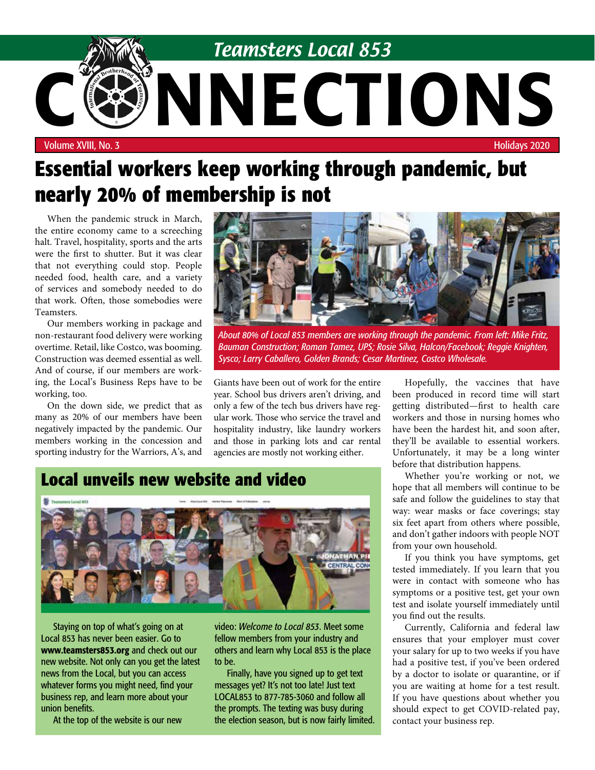# Teamsters Local 853 CONNECTIONS

Volume XVIII, No. 3 — Holidays 2020

## Essential workers keep working through pandemic, but nearly 20% of membership is not

When the pandemic struck in March, the entire economy came to a screeching halt. Travel, hospitality, sports and the arts were the first to shutter. But it was clear that not everything could stop. People needed food, health care, and a variety of services and somebody needed to do that work. Often, those somebodies were Teamsters.

Our members working in package and non-restaurant food delivery were working overtime. Retail, like Costco, was booming. Construction was deemed essential as well. And of course, if our members are working, the Local's Business Reps have to be working, too.

On the down side, we predict that as many as 20% of our members have been negatively impacted by the pandemic. Our members working in the concession and sporting industry for the Warriors, A's, and Giants have been out of work for the entire year. School bus drivers aren't driving, and only a few of the tech bus drivers have regular work. Those who service the travel and hospitality industry, like laundry workers and those in parking lots and car rental agencies are mostly not working either.

*About 80% of Local 853 members are working through the pandemic. From left: Mike Fritz, Bauman Construction; Roman Tamez, UPS; Rosie Silva, Halcon/Facebook; Reggie Knighten, Sysco; Larry Caballero, Golden Brands; Cesar Martinez, Costco Wholesale.*

Hopefully, the vaccines that have been produced in record time will start getting distributed—first to health care workers and those in nursing homes who have been the hardest hit, and soon after, they'll be available to essential workers. Unfortunately, it may be a long winter before that distribution happens.

Whether you're working or not, we hope that all members will continue to be safe and follow the guidelines to stay that way: wear masks or face coverings; stay six feet apart from others where possible, and don't gather indoors with people NOT from your own household.

If you think you have symptoms, get tested immediately. If you learn that you were in contact with someone who has symptoms or a positive test, get your own test and isolate yourself immediately until you find out the results.

Currently, California and federal law ensures that your employer must cover your salary for up to two weeks if you have had a positive test, if you've been ordered by a doctor to isolate or quarantine, or if you are waiting at home for a test result. If you have questions about whether you should expect to get COVID-related pay, contact your business rep.

## Local unveils new website and video

Staying on top of what's going on at Local 853 has never been easier. Go to **www.teamsters853.org** and check out our new website. Not only can you get the latest news from the Local, but you can access whatever forms you might need, find your business rep, and learn more about your union benefits.

At the top of the website is our new video: *Welcome to Local 853*. Meet some fellow members from your industry and others and learn why Local 853 is the place to be.

Finally, have you signed up to get text messages yet? It's not too late! Just text LOCAL853 to 877-785-3060 and follow all the prompts. The texting was busy during the election season, but is now fairly limited.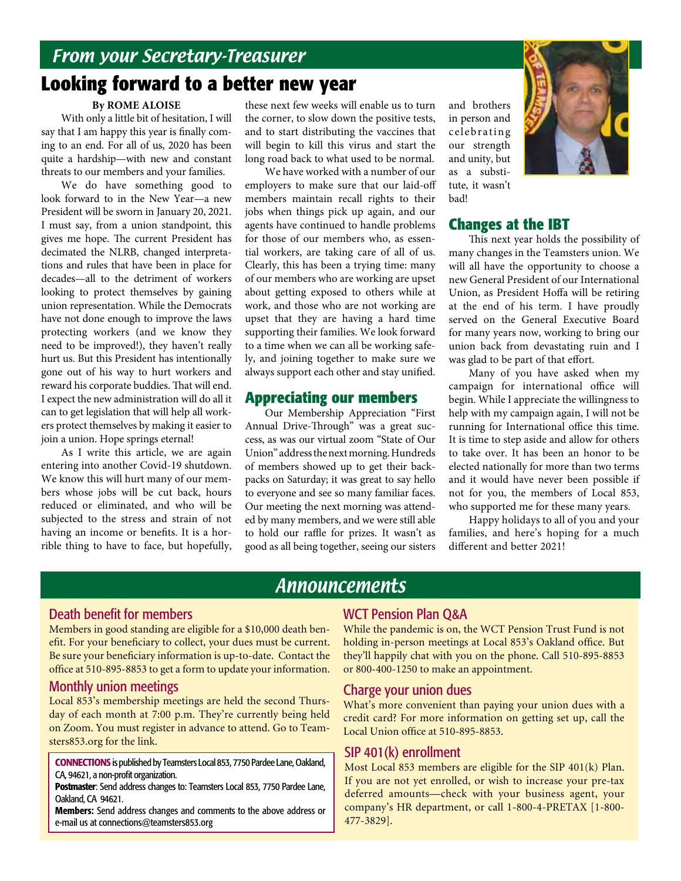*From your Secretary-Treasurer*

# Looking forward to a better new year

**By ROME ALOISE**

With only a little bit of hesitation, I will say that I am happy this year is finally coming to an end. For all of us, 2020 has been quite a hardship—with new and constant threats to our members and your families.

We do have something good to look forward to in the New Year—a new President will be sworn in January 20, 2021. I must say, from a union standpoint, this gives me hope. The current President has decimated the NLRB, changed interpretations and rules that have been in place for decades—all to the detriment of workers looking to protect themselves by gaining union representation. While the Democrats have not done enough to improve the laws protecting workers (and we know they need to be improved!), they haven't really hurt us. But this President has intentionally gone out of his way to hurt workers and reward his corporate buddies. That will end. I expect the new administration will do all it can to get legislation that will help all workers protect themselves by making it easier to join a union. Hope springs eternal!

As I write this article, we are again entering into another Covid-19 shutdown. We know this will hurt many of our members whose jobs will be cut back, hours reduced or eliminated, and who will be subjected to the stress and strain of not having an income or benefits. It is a horrible thing to have to face, but hopefully, these next few weeks will enable us to turn the corner, to slow down the positive tests, and to start distributing the vaccines that will begin to kill this virus and start the long road back to what used to be normal.

We have worked with a number of our employers to make sure that our laid-off members maintain recall rights to their jobs when things pick up again, and our agents have continued to handle problems for those of our members who, as essential workers, are taking care of all of us. Clearly, this has been a trying time: many of our members who are working are upset about getting exposed to others while at work, and those who are not working are upset that they are having a hard time supporting their families. We look forward to a time when we can all be working safely, and joining together to make sure we always support each other and stay unified.

## Appreciating our members

Our Membership Appreciation "First Annual Drive-Through" was a great success, as was our virtual zoom "State of Our Union" address the next morning. Hundreds of members showed up to get their backpacks on Saturday; it was great to say hello to everyone and see so many familiar faces. Our meeting the next morning was attended by many members, and we were still able to hold our raffle for prizes. It wasn't as good as all being together, seeing our sisters and brothers in person and celebrating our strength and unity, but as a substitute, it wasn't bad!

## Changes at the IBT

This next year holds the possibility of many changes in the Teamsters union. We will all have the opportunity to choose a new General President of our International Union, as President Hoffa will be retiring at the end of his term. I have proudly served on the General Executive Board for many years now, working to bring our union back from devastating ruin and I was glad to be part of that effort.

Many of you have asked when my campaign for international office will begin. While I appreciate the willingness to help with my campaign again, I will not be running for International office this time. It is time to step aside and allow for others to take over. It has been an honor to be elected nationally for more than two terms and it would have never been possible if not for you, the members of Local 853, who supported me for these many years.

Happy holidays to all of you and your families, and here's hoping for a much different and better 2021!

# Announcements

### Death benefit for members

Members in good standing are eligible for a $10,000 death benefit. For your beneficiary to collect, your dues must be current. Be sure your beneficiary information is up-to-date. Contact the office at 510-895-8853 to get a form to update your information.

### Monthly union meetings

Local 853's membership meetings are held the second Thursday of each month at 7:00 p.m. They're currently being held on Zoom. You must register in advance to attend. Go to Teamsters853.org for the link.

**CONNECTIONS** is published by Teamsters Local 853, 7750 Pardee Lane, Oakland, CA, 94621, a non-profit organization.

**Postmaster**: Send address changes to: Teamsters Local 853, 7750 Pardee Lane, Oakland, CA 94621.

**Members:** Send address changes and comments to the above address or e-mail us at connections@teamsters853.org

### WCT Pension Plan Q&A

While the pandemic is on, the WCT Pension Trust Fund is not holding in-person meetings at Local 853's Oakland office. But they'll happily chat with you on the phone. Call 510-895-8853 or 800-400-1250 to make an appointment.

### Charge your union dues

What's more convenient than paying your union dues with a credit card? For more information on getting set up, call the Local Union office at 510-895-8853.

### SIP 401(k) enrollment

Most Local 853 members are eligible for the SIP 401(k) Plan. If you are not yet enrolled, or wish to increase your pre-tax deferred amounts—check with your business agent, your company's HR department, or call 1-800-4-PRETAX [1-800-477-3829].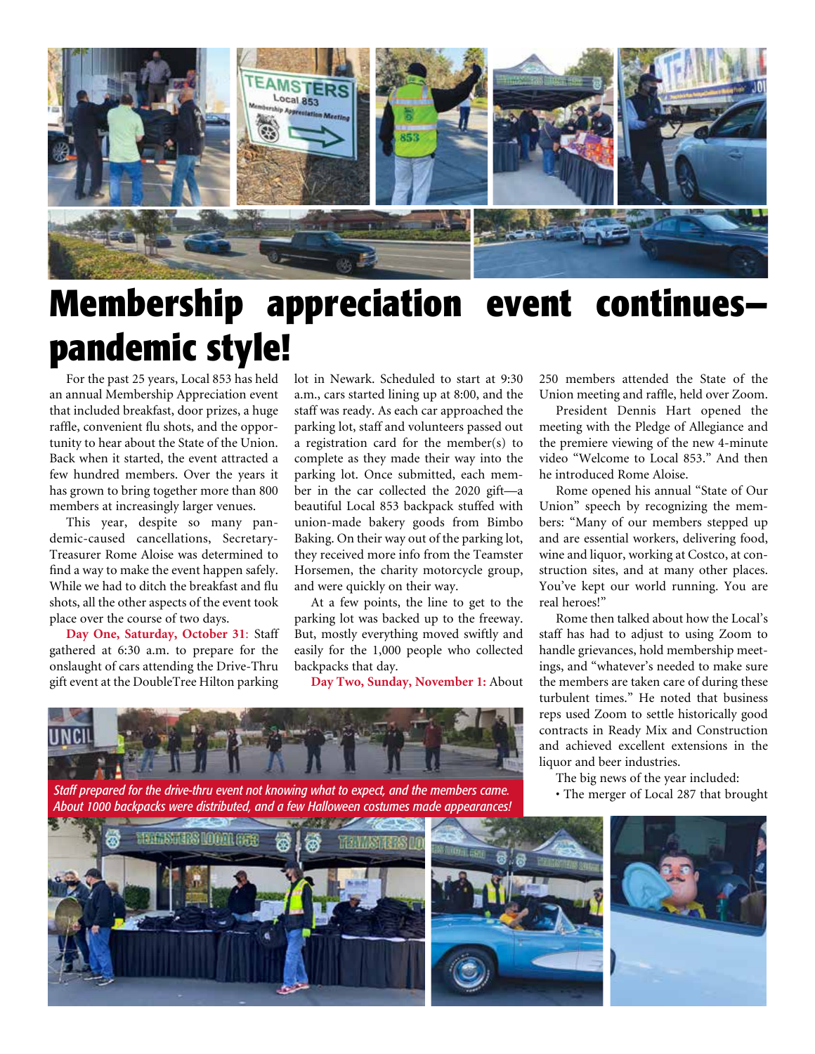# Membership appreciation event continues—pandemic style!

For the past 25 years, Local 853 has held an annual Membership Appreciation event that included breakfast, door prizes, a huge raffle, convenient flu shots, and the opportunity to hear about the State of the Union. Back when it started, the event attracted a few hundred members. Over the years it has grown to bring together more than 800 members at increasingly larger venues.

This year, despite so many pandemic-caused cancellations, Secretary-Treasurer Rome Aloise was determined to find a way to make the event happen safely. While we had to ditch the breakfast and flu shots, all the other aspects of the event took place over the course of two days.

**Day One, Saturday, October 31:** Staff gathered at 6:30 a.m. to prepare for the onslaught of cars attending the Drive-Thru gift event at the DoubleTree Hilton parking lot in Newark. Scheduled to start at 9:30 a.m., cars started lining up at 8:00, and the staff was ready. As each car approached the parking lot, staff and volunteers passed out a registration card for the member(s) to complete as they made their way into the parking lot. Once submitted, each member in the car collected the 2020 gift—a beautiful Local 853 backpack stuffed with union-made bakery goods from Bimbo Baking. On their way out of the parking lot, they received more info from the Teamster Horsemen, the charity motorcycle group, and were quickly on their way.

At a few points, the line to get to the parking lot was backed up to the freeway. But, mostly everything moved swiftly and easily for the 1,000 people who collected backpacks that day.

**Day Two, Sunday, November 1:** About 250 members attended the State of the Union meeting and raffle, held over Zoom.

President Dennis Hart opened the meeting with the Pledge of Allegiance and the premiere viewing of the new 4-minute video "Welcome to Local 853." And then he introduced Rome Aloise.

Rome opened his annual "State of Our Union" speech by recognizing the members: "Many of our members stepped up and are essential workers, delivering food, wine and liquor, working at Costco, at construction sites, and at many other places. You've kept our world running. You are real heroes!"

Rome then talked about how the Local's staff has had to adjust to using Zoom to handle grievances, hold membership meetings, and "whatever's needed to make sure the members are taken care of during these turbulent times." He noted that business reps used Zoom to settle historically good contracts in Ready Mix and Construction and achieved excellent extensions in the liquor and beer industries.

The big news of the year included:

- The merger of Local 287 that brought

*Staff prepared for the drive-thru event not knowing what to expect, and the members came. About 1000 backpacks were distributed, and a few Halloween costumes made appearances!*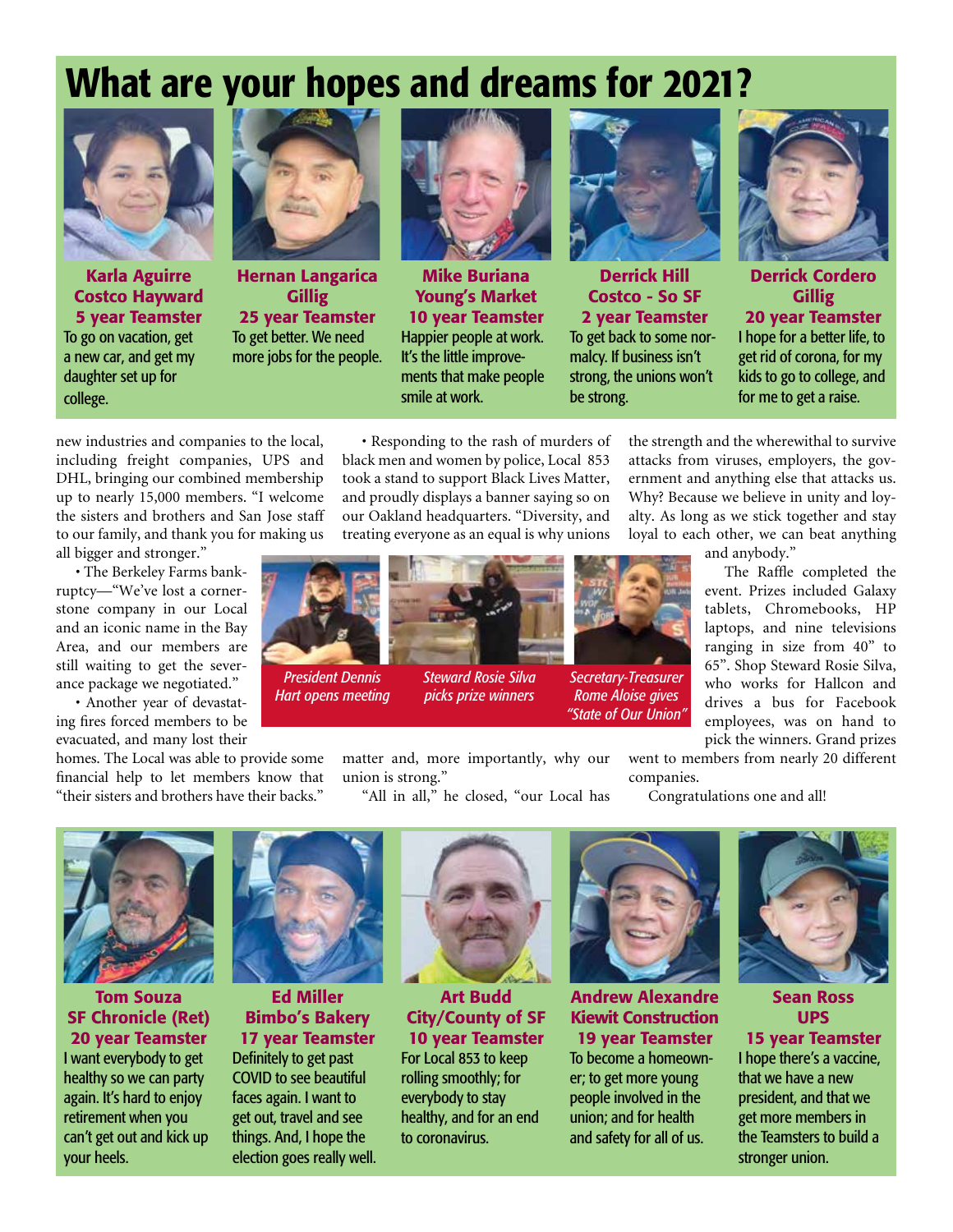# What are your hopes and dreams for 2021?

**Karla Aguirre**
**Costco Hayward**
**5 year Teamster**
To go on vacation, get a new car, and get my daughter set up for college.

**Hernan Langarica**
**Gillig**
**25 year Teamster**
To get better. We need more jobs for the people.

**Mike Buriana**
**Young's Market**
**10 year Teamster**
Happier people at work. It's the little improvements that make people smile at work.

**Derrick Hill**
**Costco - So SF**
**2 year Teamster**
To get back to some normalcy. If business isn't strong, the unions won't be strong.

**Derrick Cordero**
**Gillig**
**20 year Teamster**
I hope for a better life, to get rid of corona, for my kids to go to college, and for me to get a raise.

new industries and companies to the local, including freight companies, UPS and DHL, bringing our combined membership up to nearly 15,000 members. "I welcome the sisters and brothers and San Jose staff to our family, and thank you for making us all bigger and stronger."

• The Berkeley Farms bankruptcy—"We've lost a cornerstone company in our Local and an iconic name in the Bay Area, and our members are still waiting to get the severance package we negotiated."

• Another year of devastating fires forced members to be evacuated, and many lost their homes. The Local was able to provide some financial help to let members know that "their sisters and brothers have their backs."

• Responding to the rash of murders of black men and women by police, Local 853 took a stand to support Black Lives Matter, and proudly displays a banner saying so on our Oakland headquarters. "Diversity, and treating everyone as an equal is why unions matter and, more importantly, why our union is strong."

"All in all," he closed, "our Local has the strength and the wherewithal to survive attacks from viruses, employers, the government and anything else that attacks us. Why? Because we believe in unity and loyalty. As long as we stick together and stay loyal to each other, we can beat anything and anybody."

*President Dennis Hart opens meeting*

*Steward Rosie Silva picks prize winners*

*Secretary-Treasurer Rome Aloise gives "State of Our Union"*

The Raffle completed the event. Prizes included Galaxy tablets, Chromebooks, HP laptops, and nine televisions ranging in size from 40" to 65". Shop Steward Rosie Silva, who works for Hallcon and drives a bus for Facebook employees, was on hand to pick the winners. Grand prizes went to members from nearly 20 different companies.

Congratulations one and all!

**Tom Souza**
**SF Chronicle (Ret)**
**20 year Teamster**
I want everybody to get healthy so we can party again. It's hard to enjoy retirement when you can't get out and kick up your heels.

**Ed Miller**
**Bimbo's Bakery**
**17 year Teamster**
Definitely to get past COVID to see beautiful faces again. I want to get out, travel and see things. And, I hope the election goes really well.

**Art Budd**
**City/County of SF**
**10 year Teamster**
For Local 853 to keep rolling smoothly; for everybody to stay healthy, and for an end to coronavirus.

**Andrew Alexandre**
**Kiewit Construction**
**19 year Teamster**
To become a homeowner; to get more young people involved in the union; and for health and safety for all of us.

**Sean Ross**
**UPS**
**15 year Teamster**
I hope there's a vaccine, that we have a new president, and that we get more members in the Teamsters to build a stronger union.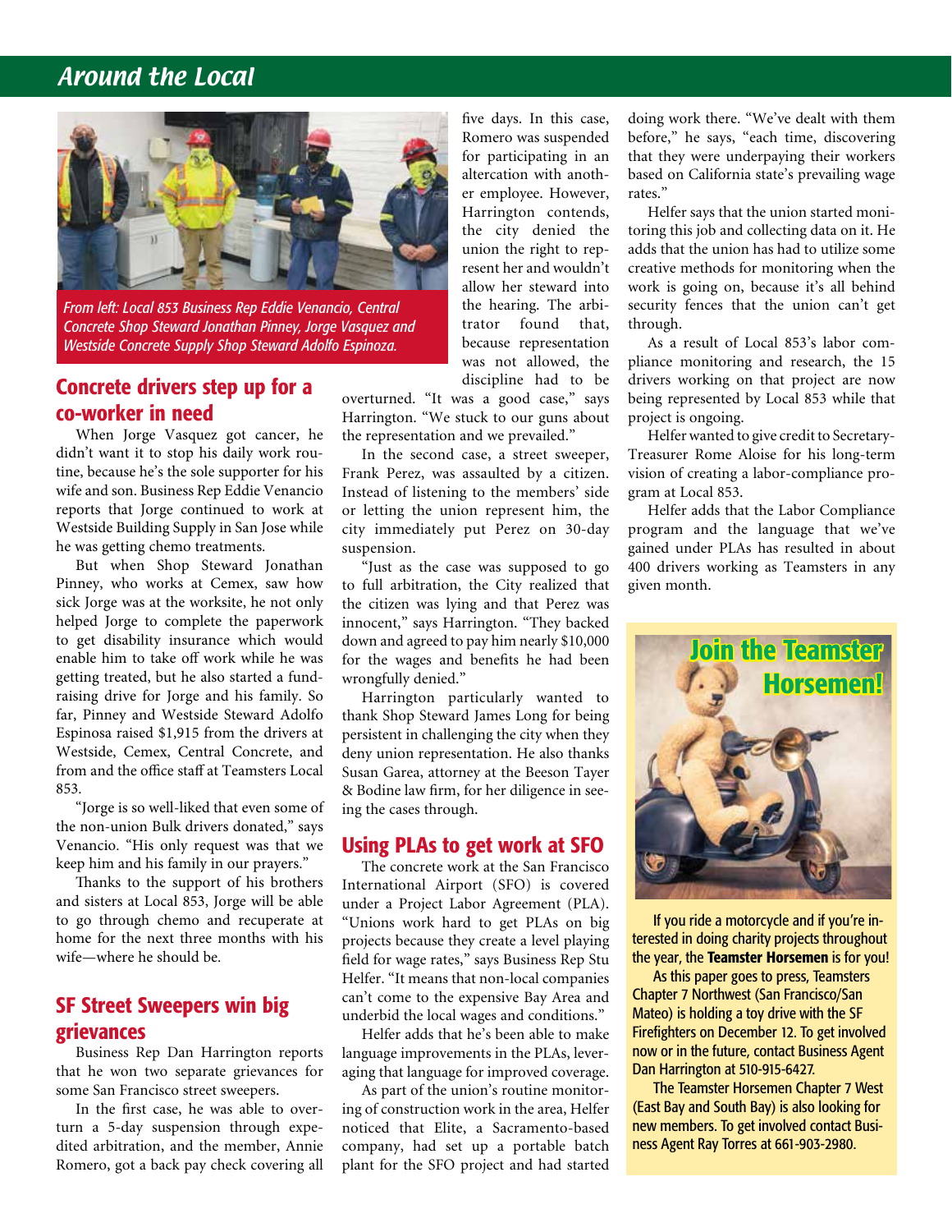# Around the Local

From left: Local 853 Business Rep Eddie Venancio, Central Concrete Shop Steward Jonathan Pinney, Jorge Vasquez and Westside Concrete Supply Shop Steward Adolfo Espinoza.

## Concrete drivers step up for a co-worker in need

When Jorge Vasquez got cancer, he didn't want it to stop his daily work routine, because he's the sole supporter for his wife and son. Business Rep Eddie Venancio reports that Jorge continued to work at Westside Building Supply in San Jose while he was getting chemo treatments.

But when Shop Steward Jonathan Pinney, who works at Cemex, saw how sick Jorge was at the worksite, he not only helped Jorge to complete the paperwork to get disability insurance which would enable him to take off work while he was getting treated, but he also started a fundraising drive for Jorge and his family. So far, Pinney and Westside Steward Adolfo Espinosa raised $1,915 from the drivers at Westside, Cemex, Central Concrete, and from and the office staff at Teamsters Local 853.

"Jorge is so well-liked that even some of the non-union Bulk drivers donated," says Venancio. "His only request was that we keep him and his family in our prayers."

Thanks to the support of his brothers and sisters at Local 853, Jorge will be able to go through chemo and recuperate at home for the next three months with his wife—where he should be.

## SF Street Sweepers win big grievances

Business Rep Dan Harrington reports that he won two separate grievances for some San Francisco street sweepers.

In the first case, he was able to overturn a 5-day suspension through expedited arbitration, and the member, Annie Romero, got a back pay check covering all five days. In this case, Romero was suspended for participating in an altercation with another employee. However, Harrington contends, the city denied the union the right to represent her and wouldn't allow her steward into the hearing. The arbitrator found that, because representation was not allowed, the discipline had to be overturned. "It was a good case," says Harrington. "We stuck to our guns about the representation and we prevailed."

In the second case, a street sweeper, Frank Perez, was assaulted by a citizen. Instead of listening to the members' side or letting the union represent him, the city immediately put Perez on 30-day suspension.

"Just as the case was supposed to go to full arbitration, the City realized that the citizen was lying and that Perez was innocent," says Harrington. "They backed down and agreed to pay him nearly $10,000 for the wages and benefits he had been wrongfully denied."

Harrington particularly wanted to thank Shop Steward James Long for being persistent in challenging the city when they deny union representation. He also thanks Susan Garea, attorney at the Beeson Tayer & Bodine law firm, for her diligence in seeing the cases through.

## Using PLAs to get work at SFO

The concrete work at the San Francisco International Airport (SFO) is covered under a Project Labor Agreement (PLA). "Unions work hard to get PLAs on big projects because they create a level playing field for wage rates," says Business Rep Stu Helfer. "It means that non-local companies can't come to the expensive Bay Area and underbid the local wages and conditions."

Helfer adds that he's been able to make language improvements in the PLAs, leveraging that language for improved coverage.

As part of the union's routine monitoring of construction work in the area, Helfer noticed that Elite, a Sacramento-based company, had set up a portable batch plant for the SFO project and had started doing work there. "We've dealt with them before," he says, "each time, discovering that they were underpaying their workers based on California state's prevailing wage rates."

Helfer says that the union started monitoring this job and collecting data on it. He adds that the union has had to utilize some creative methods for monitoring when the work is going on, because it's all behind security fences that the union can't get through.

As a result of Local 853's labor compliance monitoring and research, the 15 drivers working on that project are now being represented by Local 853 while that project is ongoing.

Helfer wanted to give credit to Secretary-Treasurer Rome Aloise for his long-term vision of creating a labor-compliance program at Local 853.

Helfer adds that the Labor Compliance program and the language that we've gained under PLAs has resulted in about 400 drivers working as Teamsters in any given month.

## Join the Teamster Horsemen!

If you ride a motorcycle and if you're interested in doing charity projects throughout the year, the **Teamster Horsemen** is for you!

As this paper goes to press, Teamsters Chapter 7 Northwest (San Francisco/San Mateo) is holding a toy drive with the SF Firefighters on December 12. To get involved now or in the future, contact Business Agent Dan Harrington at 510-915-6427.

The Teamster Horsemen Chapter 7 West (East Bay and South Bay) is also looking for new members. To get involved contact Business Agent Ray Torres at 661-903-2980.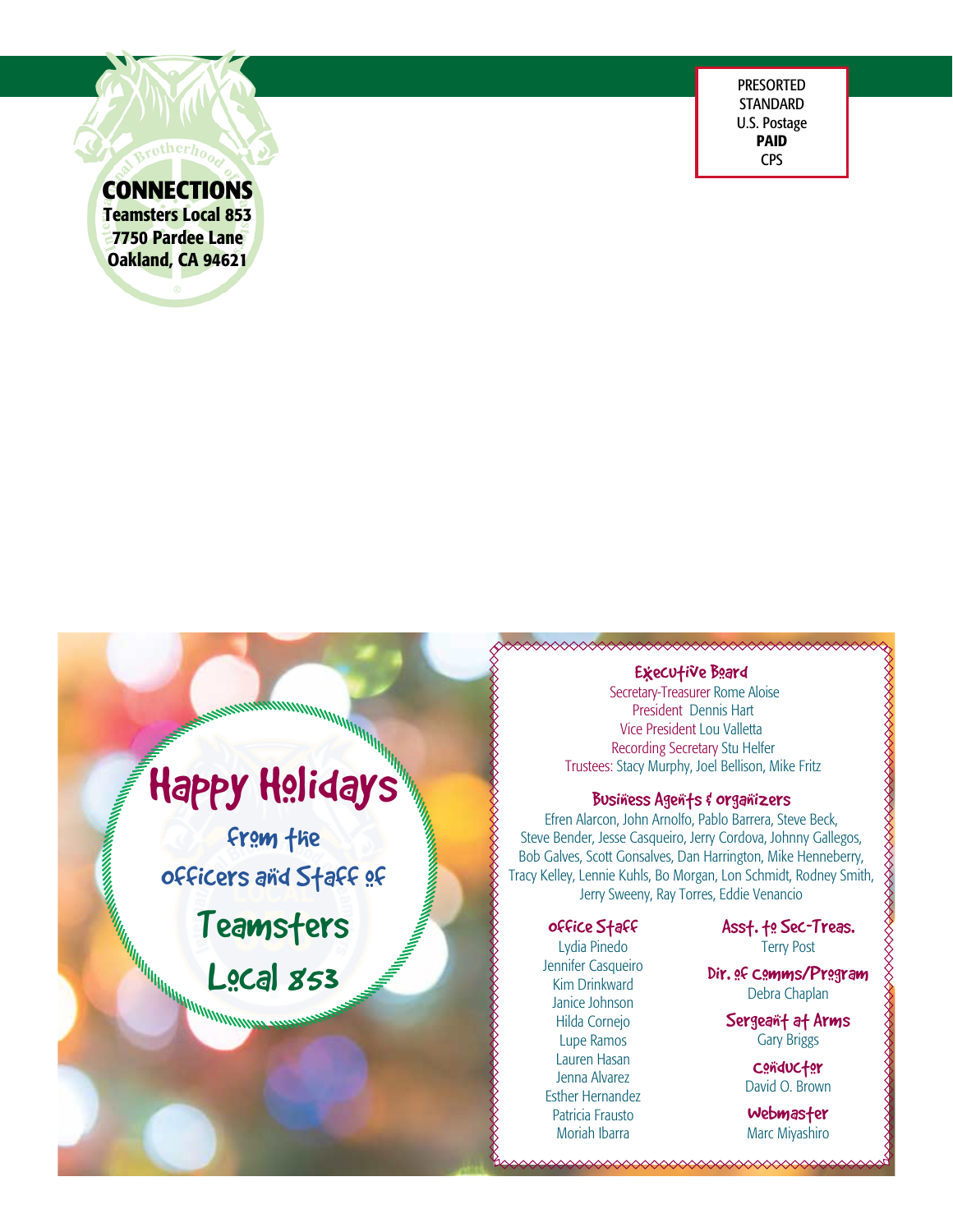**CONNECTIONS**
**Teamsters Local 853**
**7750 Pardee Lane**
**Oakland, CA 94621**

PRESORTED
STANDARD
U.S. Postage
**PAID**
CPS

# Happy Holidays

from the officers and Staff of

## Teamsters Local 853

### Executive Board

Secretary-Treasurer Rome Aloise
President Dennis Hart
Vice President Lou Valletta
Recording Secretary Stu Helfer
Trustees: Stacy Murphy, Joel Bellison, Mike Fritz

### Business Agents & organizers

Efren Alarcon, John Arnolfo, Pablo Barrera, Steve Beck, Steve Bender, Jesse Casqueiro, Jerry Cordova, Johnny Gallegos, Bob Galves, Scott Gonsalves, Dan Harrington, Mike Henneberry, Tracy Kelley, Lennie Kuhls, Bo Morgan, Lon Schmidt, Rodney Smith, Jerry Sweeny, Ray Torres, Eddie Venancio

### office Staff

Lydia Pinedo
Jennifer Casqueiro
Kim Drinkward
Janice Johnson
Hilda Cornejo
Lupe Ramos
Lauren Hasan
Jenna Alvarez
Esther Hernandez
Patricia Frausto
Moriah Ibarra

### Asst. to Sec-Treas.

Terry Post

### Dir. of Comms/Program

Debra Chaplan

### Sergeant at Arms

Gary Briggs

### Conductor

David O. Brown

### Webmaster

Marc Miyashiro